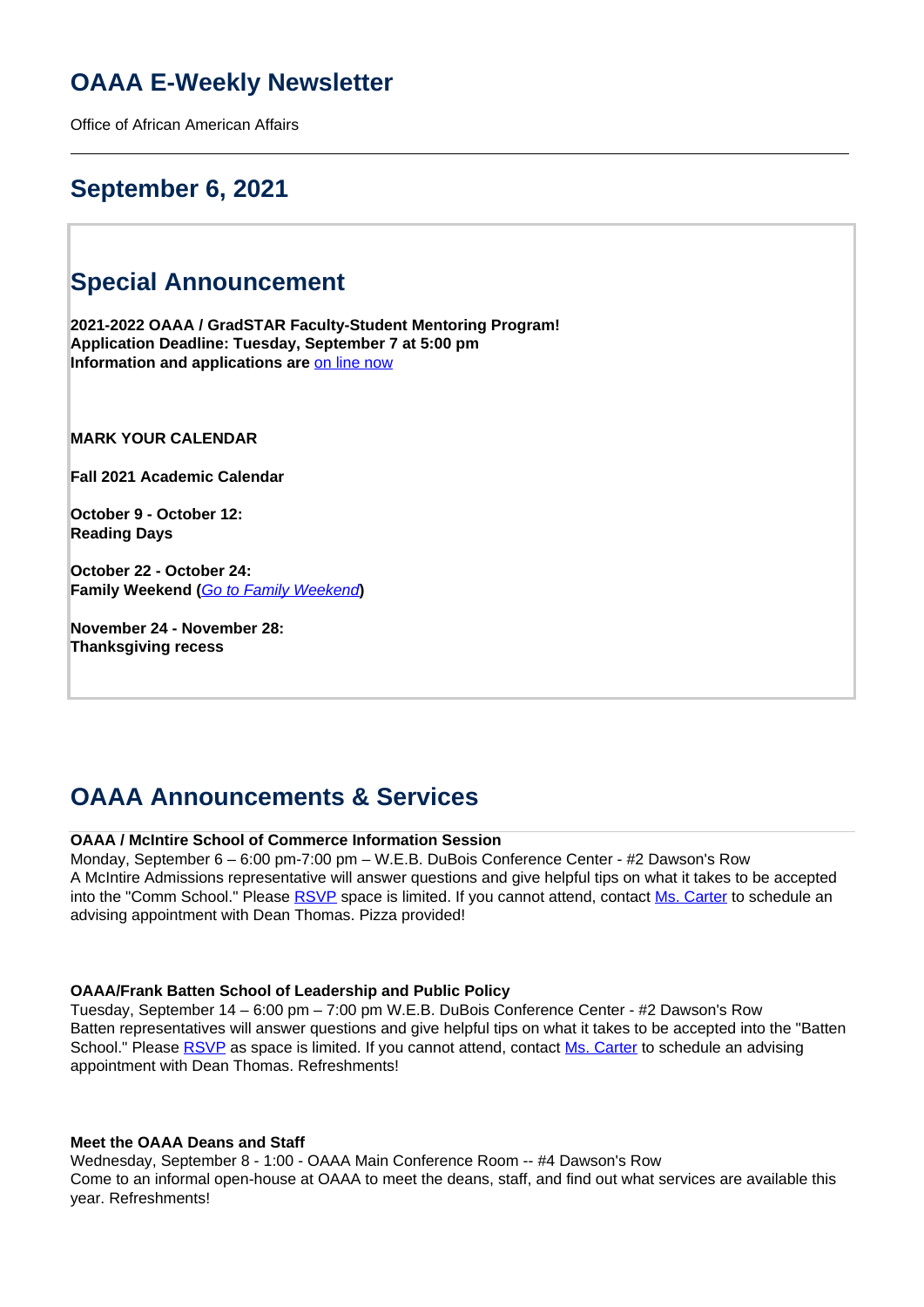# OAAA E-Weekly Newsletter

Office of African American Affairs

---

## September 6, 2021

## Special Announcement

**2021-2022 OAAA / GradSTAR Faculty-Student Mentoring Program!**
**Application Deadline: Tuesday, September 7 at 5:00 pm**
**Information and applications are** [on line now]

**MARK YOUR CALENDAR**

**Fall 2021 Academic Calendar**

**October 9 - October 12:**
**Reading Days**

**October 22 - October 24:**
**Family Weekend (*[Go to Family Weekend]*)**

**November 24 - November 28:**
**Thanksgiving recess**

## OAAA Announcements & Services

**OAAA / McIntire School of Commerce Information Session**
Monday, September 6 – 6:00 pm-7:00 pm – W.E.B. DuBois Conference Center - #2 Dawson's Row
A McIntire Admissions representative will answer questions and give helpful tips on what it takes to be accepted into the "Comm School." Please [RSVP] space is limited. If you cannot attend, contact [Ms. Carter] to schedule an advising appointment with Dean Thomas. Pizza provided!

**OAAA/Frank Batten School of Leadership and Public Policy**
Tuesday, September 14 – 6:00 pm – 7:00 pm W.E.B. DuBois Conference Center - #2 Dawson's Row
Batten representatives will answer questions and give helpful tips on what it takes to be accepted into the "Batten School." Please [RSVP] as space is limited. If you cannot attend, contact [Ms. Carter] to schedule an advising appointment with Dean Thomas. Refreshments!

**Meet the OAAA Deans and Staff**
Wednesday, September 8 - 1:00 - OAAA Main Conference Room -- #4 Dawson's Row
Come to an informal open-house at OAAA to meet the deans, staff, and find out what services are available this year. Refreshments!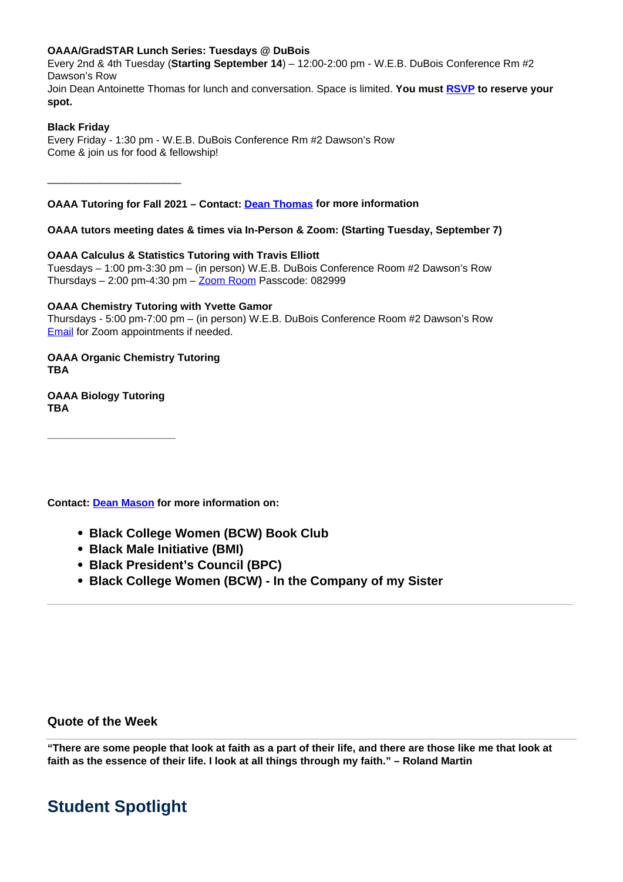**OAAA/GradSTAR Lunch Series: Tuesdays @ DuBois**
Every 2nd & 4th Tuesday (**Starting September 14**) – 12:00-2:00 pm - W.E.B. DuBois Conference Rm #2 Dawson's Row
Join Dean Antoinette Thomas for lunch and conversation. Space is limited. **You must RSVP to reserve your spot.**

**Black Friday**
Every Friday - 1:30 pm - W.E.B. DuBois Conference Rm #2 Dawson's Row
Come & join us for food & fellowship!

______________________

**OAAA Tutoring for Fall 2021 – Contact: Dean Thomas for more information**

**OAAA tutors meeting dates & times via In-Person & Zoom: (Starting Tuesday, September 7)**

**OAAA Calculus & Statistics Tutoring with Travis Elliott**
Tuesdays – 1:00 pm-3:30 pm – (in person) W.E.B. DuBois Conference Room #2 Dawson's Row
Thursdays – 2:00 pm-4:30 pm – Zoom Room Passcode: 082999

**OAAA Chemistry Tutoring with Yvette Gamor**
Thursdays - 5:00 pm-7:00 pm – (in person) W.E.B. DuBois Conference Room #2 Dawson's Row
Email for Zoom appointments if needed.

**OAAA Organic Chemistry Tutoring**
**TBA**

**OAAA Biology Tutoring**
**TBA**

______________________

**Contact: Dean Mason for more information on:**

- **Black College Women (BCW) Book Club**
- **Black Male Initiative (BMI)**
- **Black President's Council (BPC)**
- **Black College Women (BCW) - In the Company of my Sister**

---

### Quote of the Week

**"There are some people that look at faith as a part of their life, and there are those like me that look at faith as the essence of their life. I look at all things through my faith." – Roland Martin**

## Student Spotlight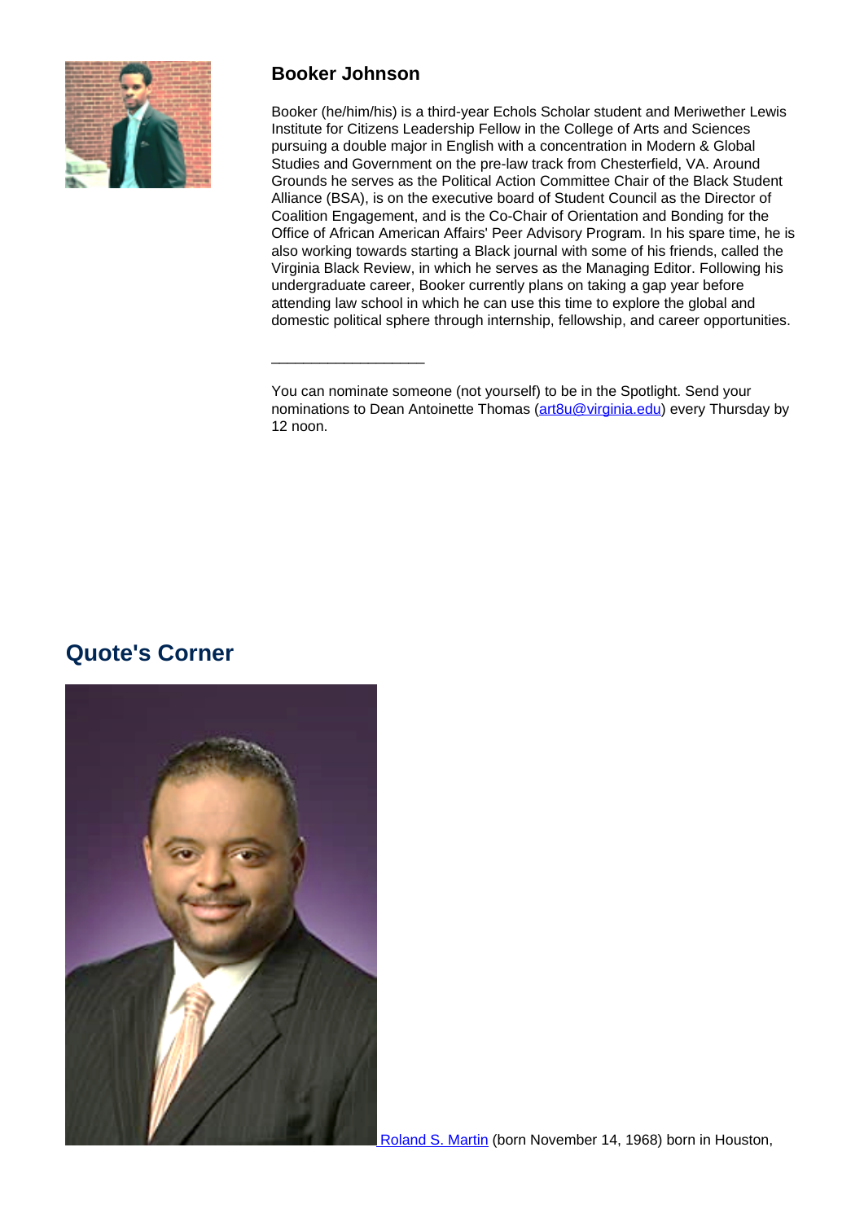### Booker Johnson

Booker (he/him/his) is a third-year Echols Scholar student and Meriwether Lewis Institute for Citizens Leadership Fellow in the College of Arts and Sciences pursuing a double major in English with a concentration in Modern & Global Studies and Government on the pre-law track from Chesterfield, VA. Around Grounds he serves as the Political Action Committee Chair of the Black Student Alliance (BSA), is on the executive board of Student Council as the Director of Coalition Engagement, and is the Co-Chair of Orientation and Bonding for the Office of African American Affairs' Peer Advisory Program. In his spare time, he is also working towards starting a Black journal with some of his friends, called the Virginia Black Review, in which he serves as the Managing Editor. Following his undergraduate career, Booker currently plans on taking a gap year before attending law school in which he can use this time to explore the global and domestic political sphere through internship, fellowship, and career opportunities.

___________________

You can nominate someone (not yourself) to be in the Spotlight. Send your nominations to Dean Antoinette Thomas (art8u@virginia.edu) every Thursday by 12 noon.

## Quote's Corner

Roland S. Martin (born November 14, 1968) born in Houston,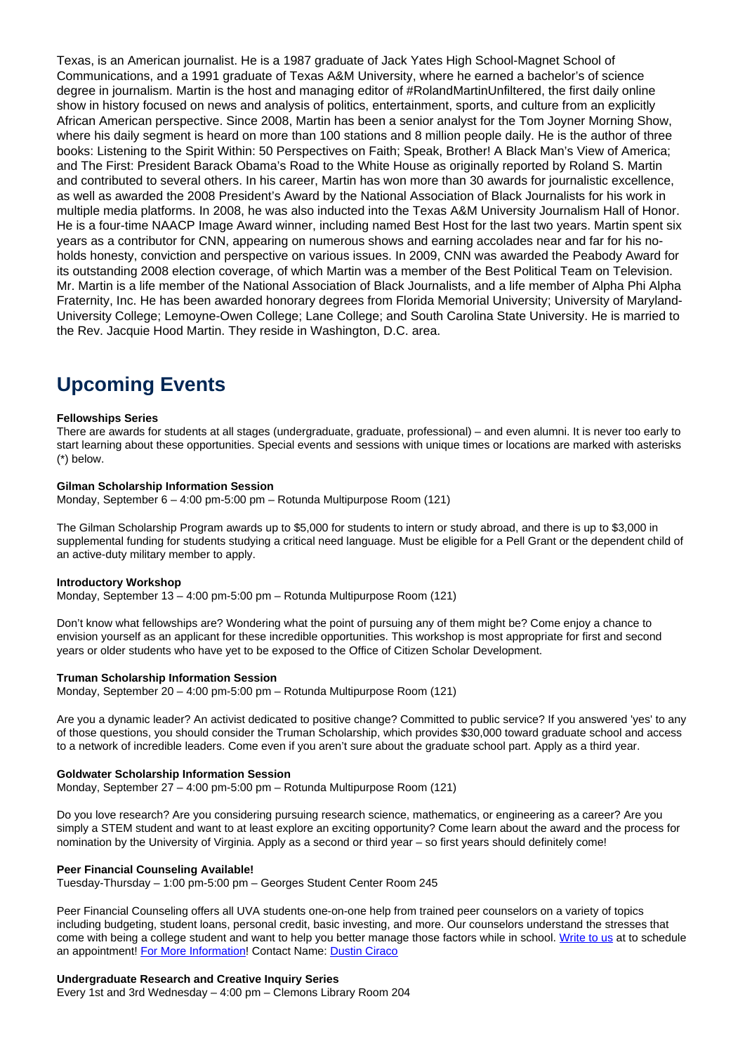Texas, is an American journalist. He is a 1987 graduate of Jack Yates High School-Magnet School of Communications, and a 1991 graduate of Texas A&M University, where he earned a bachelor's of science degree in journalism. Martin is the host and managing editor of #RolandMartinUnfiltered, the first daily online show in history focused on news and analysis of politics, entertainment, sports, and culture from an explicitly African American perspective. Since 2008, Martin has been a senior analyst for the Tom Joyner Morning Show, where his daily segment is heard on more than 100 stations and 8 million people daily. He is the author of three books: Listening to the Spirit Within: 50 Perspectives on Faith; Speak, Brother! A Black Man's View of America; and The First: President Barack Obama's Road to the White House as originally reported by Roland S. Martin and contributed to several others. In his career, Martin has won more than 30 awards for journalistic excellence, as well as awarded the 2008 President's Award by the National Association of Black Journalists for his work in multiple media platforms. In 2008, he was also inducted into the Texas A&M University Journalism Hall of Honor. He is a four-time NAACP Image Award winner, including named Best Host for the last two years. Martin spent six years as a contributor for CNN, appearing on numerous shows and earning accolades near and far for his no-holds honesty, conviction and perspective on various issues. In 2009, CNN was awarded the Peabody Award for its outstanding 2008 election coverage, of which Martin was a member of the Best Political Team on Television. Mr. Martin is a life member of the National Association of Black Journalists, and a life member of Alpha Phi Alpha Fraternity, Inc. He has been awarded honorary degrees from Florida Memorial University; University of Maryland-University College; Lemoyne-Owen College; Lane College; and South Carolina State University. He is married to the Rev. Jacquie Hood Martin. They reside in Washington, D.C. area.

## Upcoming Events

**Fellowships Series**
There are awards for students at all stages (undergraduate, graduate, professional) – and even alumni. It is never too early to start learning about these opportunities. Special events and sessions with unique times or locations are marked with asterisks (*) below.

**Gilman Scholarship Information Session**
Monday, September 6 – 4:00 pm-5:00 pm – Rotunda Multipurpose Room (121)

The Gilman Scholarship Program awards up to $5,000 for students to intern or study abroad, and there is up to $3,000 in supplemental funding for students studying a critical need language. Must be eligible for a Pell Grant or the dependent child of an active-duty military member to apply.

**Introductory Workshop**
Monday, September 13 – 4:00 pm-5:00 pm – Rotunda Multipurpose Room (121)

Don't know what fellowships are? Wondering what the point of pursuing any of them might be? Come enjoy a chance to envision yourself as an applicant for these incredible opportunities. This workshop is most appropriate for first and second years or older students who have yet to be exposed to the Office of Citizen Scholar Development.

**Truman Scholarship Information Session**
Monday, September 20 – 4:00 pm-5:00 pm – Rotunda Multipurpose Room (121)

Are you a dynamic leader? An activist dedicated to positive change? Committed to public service? If you answered 'yes' to any of those questions, you should consider the Truman Scholarship, which provides $30,000 toward graduate school and access to a network of incredible leaders. Come even if you aren't sure about the graduate school part. Apply as a third year.

**Goldwater Scholarship Information Session**
Monday, September 27 – 4:00 pm-5:00 pm – Rotunda Multipurpose Room (121)

Do you love research? Are you considering pursuing research science, mathematics, or engineering as a career? Are you simply a STEM student and want to at least explore an exciting opportunity? Come learn about the award and the process for nomination by the University of Virginia. Apply as a second or third year – so first years should definitely come!

**Peer Financial Counseling Available!**
Tuesday-Thursday – 1:00 pm-5:00 pm – Georges Student Center Room 245

Peer Financial Counseling offers all UVA students one-on-one help from trained peer counselors on a variety of topics including budgeting, student loans, personal credit, basic investing, and more. Our counselors understand the stresses that come with being a college student and want to help you better manage those factors while in school. Write to us at to schedule an appointment! For More Information! Contact Name: Dustin Ciraco

**Undergraduate Research and Creative Inquiry Series**
Every 1st and 3rd Wednesday – 4:00 pm – Clemons Library Room 204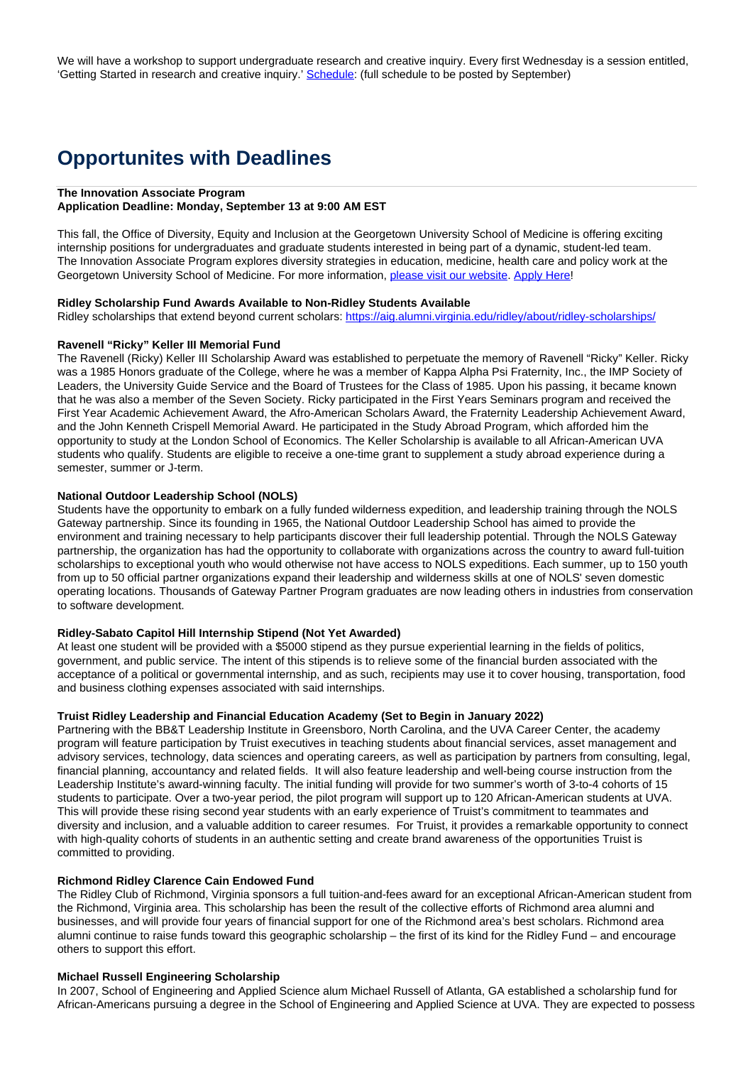We will have a workshop to support undergraduate research and creative inquiry. Every first Wednesday is a session entitled, 'Getting Started in research and creative inquiry.' Schedule: (full schedule to be posted by September)

## Opportunites with Deadlines

**The Innovation Associate Program**
**Application Deadline: Monday, September 13 at 9:00 AM EST**

This fall, the Office of Diversity, Equity and Inclusion at the Georgetown University School of Medicine is offering exciting internship positions for undergraduates and graduate students interested in being part of a dynamic, student-led team. The Innovation Associate Program explores diversity strategies in education, medicine, health care and policy work at the Georgetown University School of Medicine. For more information, please visit our website. Apply Here!

**Ridley Scholarship Fund Awards Available to Non-Ridley Students Available**
Ridley scholarships that extend beyond current scholars: https://aig.alumni.virginia.edu/ridley/about/ridley-scholarships/

**Ravenell "Ricky" Keller III Memorial Fund**
The Ravenell (Ricky) Keller III Scholarship Award was established to perpetuate the memory of Ravenell "Ricky" Keller. Ricky was a 1985 Honors graduate of the College, where he was a member of Kappa Alpha Psi Fraternity, Inc., the IMP Society of Leaders, the University Guide Service and the Board of Trustees for the Class of 1985. Upon his passing, it became known that he was also a member of the Seven Society. Ricky participated in the First Years Seminars program and received the First Year Academic Achievement Award, the Afro-American Scholars Award, the Fraternity Leadership Achievement Award, and the John Kenneth Crispell Memorial Award. He participated in the Study Abroad Program, which afforded him the opportunity to study at the London School of Economics. The Keller Scholarship is available to all African-American UVA students who qualify. Students are eligible to receive a one-time grant to supplement a study abroad experience during a semester, summer or J-term.

**National Outdoor Leadership School (NOLS)**
Students have the opportunity to embark on a fully funded wilderness expedition, and leadership training through the NOLS Gateway partnership. Since its founding in 1965, the National Outdoor Leadership School has aimed to provide the environment and training necessary to help participants discover their full leadership potential. Through the NOLS Gateway partnership, the organization has had the opportunity to collaborate with organizations across the country to award full-tuition scholarships to exceptional youth who would otherwise not have access to NOLS expeditions. Each summer, up to 150 youth from up to 50 official partner organizations expand their leadership and wilderness skills at one of NOLS' seven domestic operating locations. Thousands of Gateway Partner Program graduates are now leading others in industries from conservation to software development.

**Ridley-Sabato Capitol Hill Internship Stipend (Not Yet Awarded)**
At least one student will be provided with a $5000 stipend as they pursue experiential learning in the fields of politics, government, and public service. The intent of this stipends is to relieve some of the financial burden associated with the acceptance of a political or governmental internship, and as such, recipients may use it to cover housing, transportation, food and business clothing expenses associated with said internships.

**Truist Ridley Leadership and Financial Education Academy (Set to Begin in January 2022)**
Partnering with the BB&T Leadership Institute in Greensboro, North Carolina, and the UVA Career Center, the academy program will feature participation by Truist executives in teaching students about financial services, asset management and advisory services, technology, data sciences and operating careers, as well as participation by partners from consulting, legal, financial planning, accountancy and related fields. It will also feature leadership and well-being course instruction from the Leadership Institute's award-winning faculty. The initial funding will provide for two summer's worth of 3-to-4 cohorts of 15 students to participate. Over a two-year period, the pilot program will support up to 120 African-American students at UVA. This will provide these rising second year students with an early experience of Truist's commitment to teammates and diversity and inclusion, and a valuable addition to career resumes. For Truist, it provides a remarkable opportunity to connect with high-quality cohorts of students in an authentic setting and create brand awareness of the opportunities Truist is committed to providing.

**Richmond Ridley Clarence Cain Endowed Fund**
The Ridley Club of Richmond, Virginia sponsors a full tuition-and-fees award for an exceptional African-American student from the Richmond, Virginia area. This scholarship has been the result of the collective efforts of Richmond area alumni and businesses, and will provide four years of financial support for one of the Richmond area's best scholars. Richmond area alumni continue to raise funds toward this geographic scholarship – the first of its kind for the Ridley Fund – and encourage others to support this effort.

**Michael Russell Engineering Scholarship**
In 2007, School of Engineering and Applied Science alum Michael Russell of Atlanta, GA established a scholarship fund for African-Americans pursuing a degree in the School of Engineering and Applied Science at UVA. They are expected to possess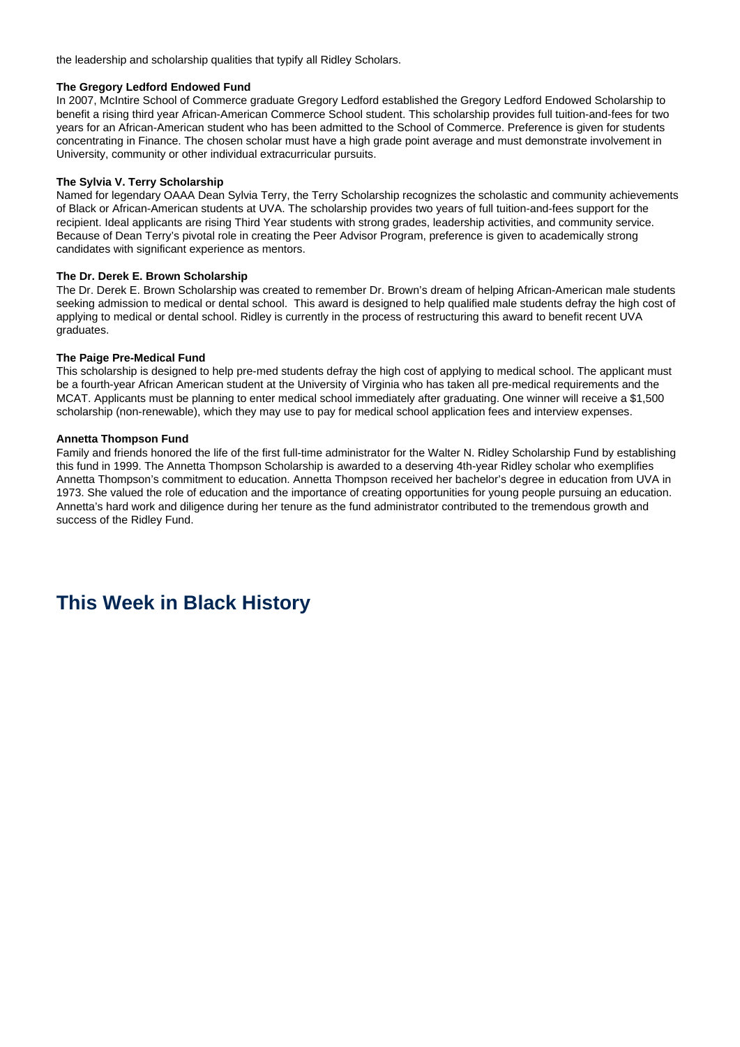the leadership and scholarship qualities that typify all Ridley Scholars.

**The Gregory Ledford Endowed Fund**

In 2007, McIntire School of Commerce graduate Gregory Ledford established the Gregory Ledford Endowed Scholarship to benefit a rising third year African-American Commerce School student. This scholarship provides full tuition-and-fees for two years for an African-American student who has been admitted to the School of Commerce. Preference is given for students concentrating in Finance. The chosen scholar must have a high grade point average and must demonstrate involvement in University, community or other individual extracurricular pursuits.

**The Sylvia V. Terry Scholarship**

Named for legendary OAAA Dean Sylvia Terry, the Terry Scholarship recognizes the scholastic and community achievements of Black or African-American students at UVA. The scholarship provides two years of full tuition-and-fees support for the recipient. Ideal applicants are rising Third Year students with strong grades, leadership activities, and community service. Because of Dean Terry's pivotal role in creating the Peer Advisor Program, preference is given to academically strong candidates with significant experience as mentors.

**The Dr. Derek E. Brown Scholarship**

The Dr. Derek E. Brown Scholarship was created to remember Dr. Brown's dream of helping African-American male students seeking admission to medical or dental school. This award is designed to help qualified male students defray the high cost of applying to medical or dental school. Ridley is currently in the process of restructuring this award to benefit recent UVA graduates.

**The Paige Pre-Medical Fund**

This scholarship is designed to help pre-med students defray the high cost of applying to medical school. The applicant must be a fourth-year African American student at the University of Virginia who has taken all pre-medical requirements and the MCAT. Applicants must be planning to enter medical school immediately after graduating. One winner will receive a $1,500 scholarship (non-renewable), which they may use to pay for medical school application fees and interview expenses.

**Annetta Thompson Fund**

Family and friends honored the life of the first full-time administrator for the Walter N. Ridley Scholarship Fund by establishing this fund in 1999. The Annetta Thompson Scholarship is awarded to a deserving 4th-year Ridley scholar who exemplifies Annetta Thompson's commitment to education. Annetta Thompson received her bachelor's degree in education from UVA in 1973. She valued the role of education and the importance of creating opportunities for young people pursuing an education. Annetta's hard work and diligence during her tenure as the fund administrator contributed to the tremendous growth and success of the Ridley Fund.

## This Week in Black History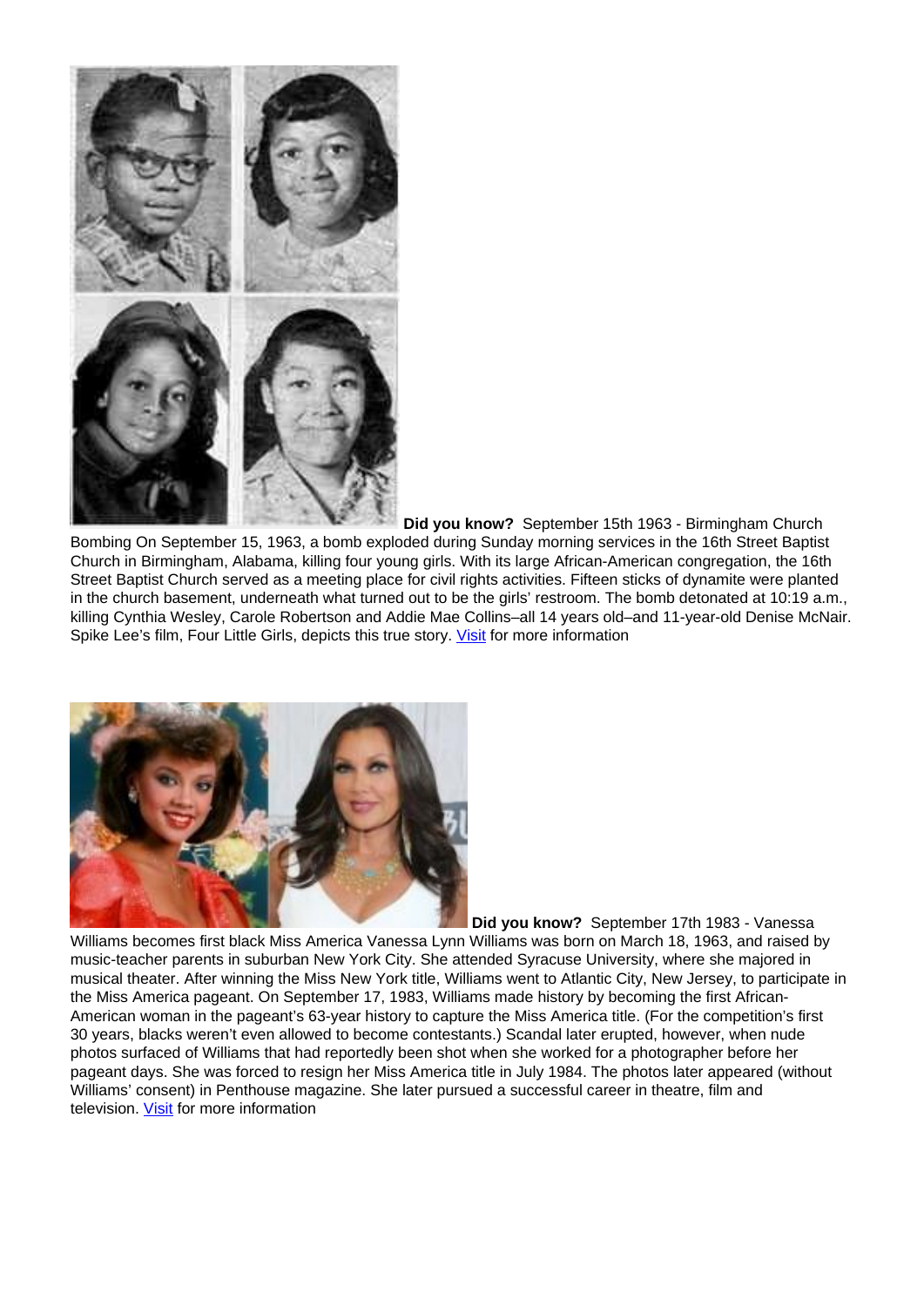**Did you know?** September 15th 1963 - Birmingham Church Bombing On September 15, 1963, a bomb exploded during Sunday morning services in the 16th Street Baptist Church in Birmingham, Alabama, killing four young girls. With its large African-American congregation, the 16th Street Baptist Church served as a meeting place for civil rights activities. Fifteen sticks of dynamite were planted in the church basement, underneath what turned out to be the girls' restroom. The bomb detonated at 10:19 a.m., killing Cynthia Wesley, Carole Robertson and Addie Mae Collins–all 14 years old–and 11-year-old Denise McNair. Spike Lee's film, Four Little Girls, depicts this true story. Visit for more information

**Did you know?** September 17th 1983 - Vanessa Williams becomes first black Miss America Vanessa Lynn Williams was born on March 18, 1963, and raised by music-teacher parents in suburban New York City. She attended Syracuse University, where she majored in musical theater. After winning the Miss New York title, Williams went to Atlantic City, New Jersey, to participate in the Miss America pageant. On September 17, 1983, Williams made history by becoming the first African-American woman in the pageant's 63-year history to capture the Miss America title. (For the competition's first 30 years, blacks weren't even allowed to become contestants.) Scandal later erupted, however, when nude photos surfaced of Williams that had reportedly been shot when she worked for a photographer before her pageant days. She was forced to resign her Miss America title in July 1984. The photos later appeared (without Williams' consent) in Penthouse magazine. She later pursued a successful career in theatre, film and television. Visit for more information